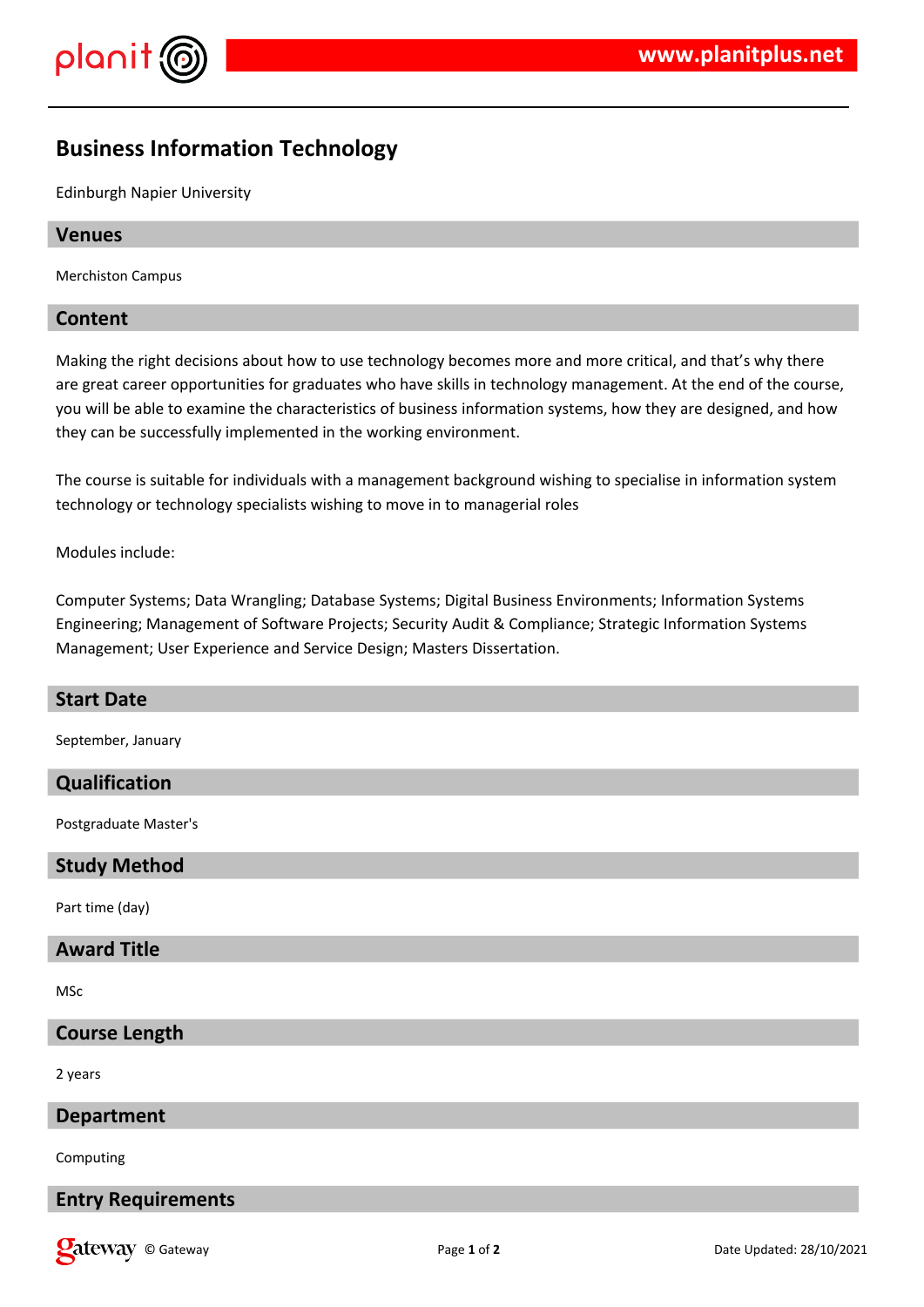# Business Information Technology

Edinburgh Napier University

## Venues

Merchiston Campus

## Content

Making the right decisions about how to use technology becomes more and more critical, and that's why there are great career opportunities for graduates who have skills in technology management. At the end of the course, you will be able to examine the characteristics of business information systems, how they are designed, and how they can be successfully implemented in the working environment.

The course is suitable for individuals with a management background wishing to specialise in information system technology or technology specialists wishing to move in to managerial roles

Modules include:

Computer Systems; Data Wrangling; Database Systems; Digital Business Environments; Information Systems Engineering; Management of Software Projects; Security Audit & Compliance; Strategic Information Systems Management; User Experience and Service Design; Masters Dissertation.

## Start Date

September, January

## Qualification

Postgraduate Master's

## Study Method

Part time (day)

## Award Title

MSc

## Course Length

2 years

## Department

Computing

## Entry Requirements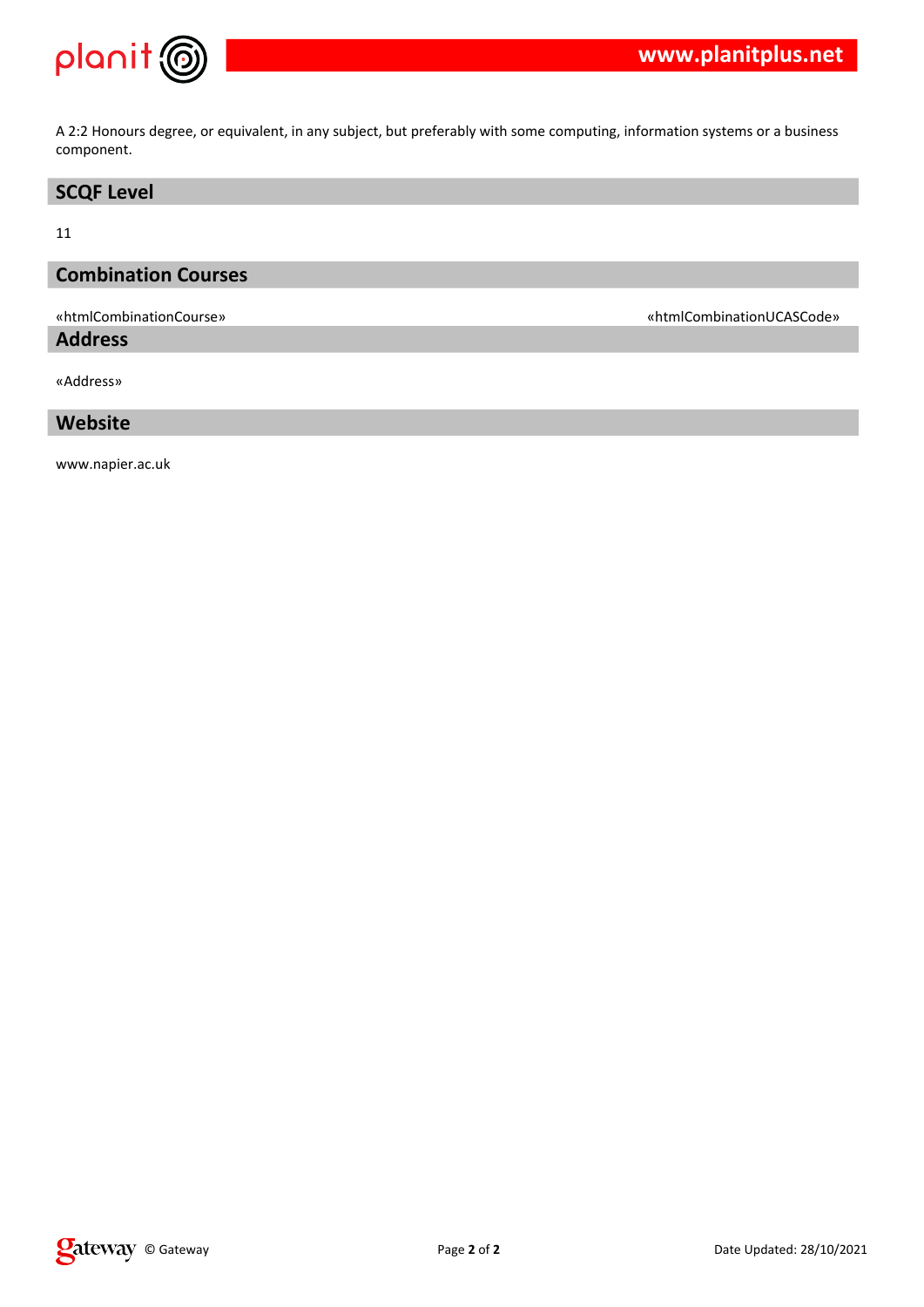A 2:2 Honours degree, or equivalent, in any subject, but preferably with some computing, information systems or a business component.

## SCQF Level

11

## Combination Courses

«htmlCombinationCourse» «htmlCombinationUCASCode»

## Address

«Address»

## Website

www.napier.ac.uk